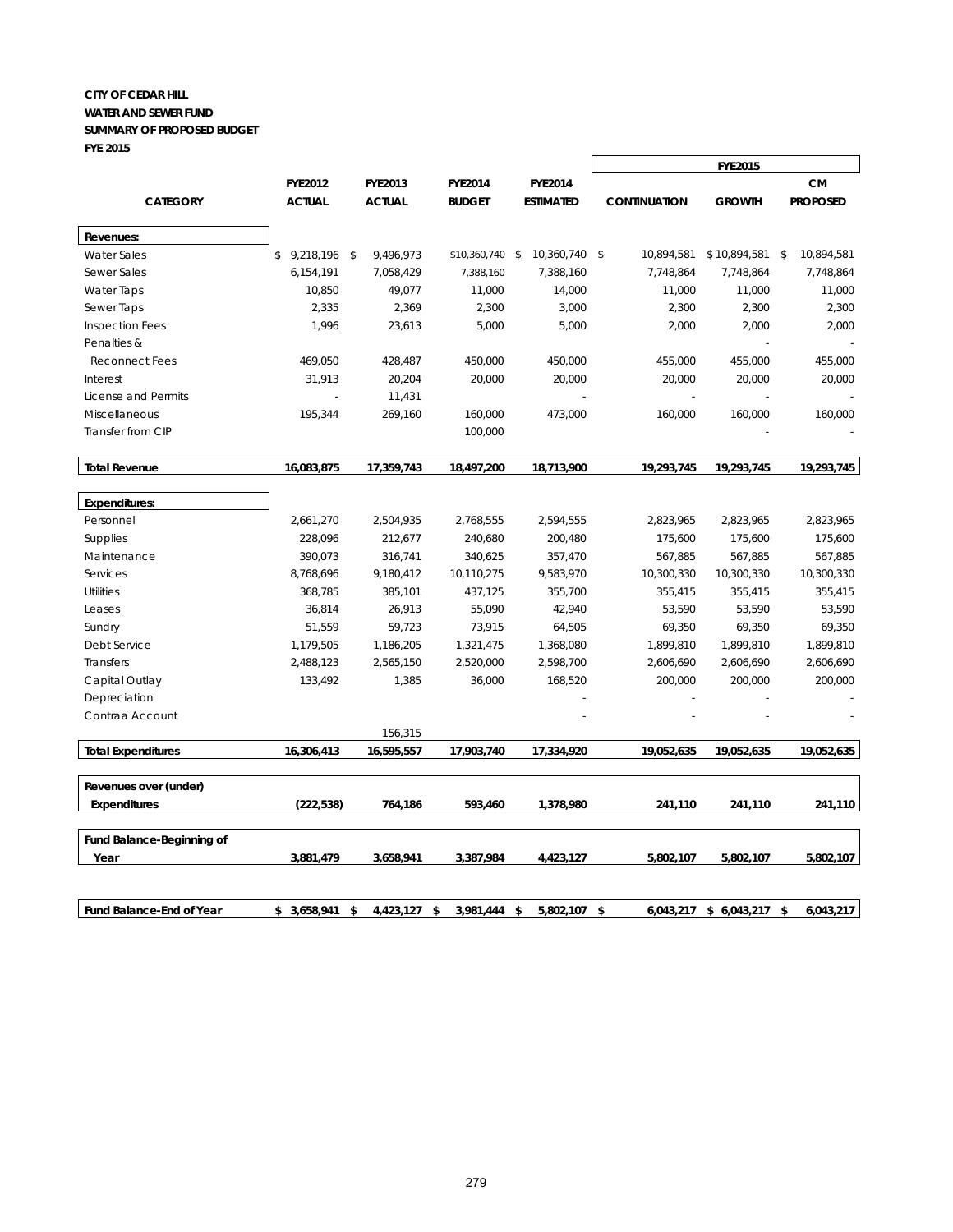**CITY OF CEDAR HILL**
**WATER AND SEWER FUND**
**SUMMARY OF PROPOSED BUDGET**
**FYE 2015**

| CATEGORY | FYE2012 ACTUAL | FYE2013 ACTUAL | FYE2014 BUDGET | FYE2014 ESTIMATED | FYE2015 CONTINUATION | FYE2015 GROWTH | FYE2015 CM PROPOSED |
|---|---|---|---|---|---|---|---|
| **Revenues:** | | | | | | | |
| Water Sales | $ 9,218,196 | $ 9,496,973 | $10,360,740 | $ 10,360,740 | $ 10,894,581 | $ 10,894,581 | $ 10,894,581 |
| Sewer Sales | 6,154,191 | 7,058,429 | 7,388,160 | 7,388,160 | 7,748,864 | 7,748,864 | 7,748,864 |
| Water Taps | 10,850 | 49,077 | 11,000 | 14,000 | 11,000 | 11,000 | 11,000 |
| Sewer Taps | 2,335 | 2,369 | 2,300 | 3,000 | 2,300 | 2,300 | 2,300 |
| Inspection Fees | 1,996 | 23,613 | 5,000 | 5,000 | 2,000 | 2,000 | 2,000 |
| Penalties & Reconnect Fees | 469,050 | 428,487 | 450,000 | 450,000 | 455,000 | 455,000 | 455,000 |
| Interest | 31,913 | 20,204 | 20,000 | 20,000 | 20,000 | 20,000 | 20,000 |
| License and Permits | - | 11,431 | | - | - | - | - |
| Miscellaneous | 195,344 | 269,160 | 160,000 | 473,000 | 160,000 | 160,000 | 160,000 |
| Transfer from CIP | | | 100,000 | | | - | - |
| **Total Revenue** | **16,083,875** | **17,359,743** | **18,497,200** | **18,713,900** | **19,293,745** | **19,293,745** | **19,293,745** |
| **Expenditures:** | | | | | | | |
| Personnel | 2,661,270 | 2,504,935 | 2,768,555 | 2,594,555 | 2,823,965 | 2,823,965 | 2,823,965 |
| Supplies | 228,096 | 212,677 | 240,680 | 200,480 | 175,600 | 175,600 | 175,600 |
| Maintenance | 390,073 | 316,741 | 340,625 | 357,470 | 567,885 | 567,885 | 567,885 |
| Services | 8,768,696 | 9,180,412 | 10,110,275 | 9,583,970 | 10,300,330 | 10,300,330 | 10,300,330 |
| Utilities | 368,785 | 385,101 | 437,125 | 355,700 | 355,415 | 355,415 | 355,415 |
| Leases | 36,814 | 26,913 | 55,090 | 42,940 | 53,590 | 53,590 | 53,590 |
| Sundry | 51,559 | 59,723 | 73,915 | 64,505 | 69,350 | 69,350 | 69,350 |
| Debt Service | 1,179,505 | 1,186,205 | 1,321,475 | 1,368,080 | 1,899,810 | 1,899,810 | 1,899,810 |
| Transfers | 2,488,123 | 2,565,150 | 2,520,000 | 2,598,700 | 2,606,690 | 2,606,690 | 2,606,690 |
| Capital Outlay | 133,492 | 1,385 | 36,000 | 168,520 | 200,000 | 200,000 | 200,000 |
| Depreciation | | | | - | - | - | - |
| Contraa Account | | 156,315 | | - | - | - | - |
| **Total Expenditures** | **16,306,413** | **16,595,557** | **17,903,740** | **17,334,920** | **19,052,635** | **19,052,635** | **19,052,635** |
| **Revenues over (under) Expenditures** | **(222,538)** | **764,186** | **593,460** | **1,378,980** | **241,110** | **241,110** | **241,110** |
| **Fund Balance-Beginning of Year** | **3,881,479** | **3,658,941** | **3,387,984** | **4,423,127** | **5,802,107** | **5,802,107** | **5,802,107** |
| **Fund Balance-End of Year** | **$ 3,658,941** | **$ 4,423,127** | **$ 3,981,444** | **$ 5,802,107** | **$ 6,043,217** | **$ 6,043,217** | **$ 6,043,217** |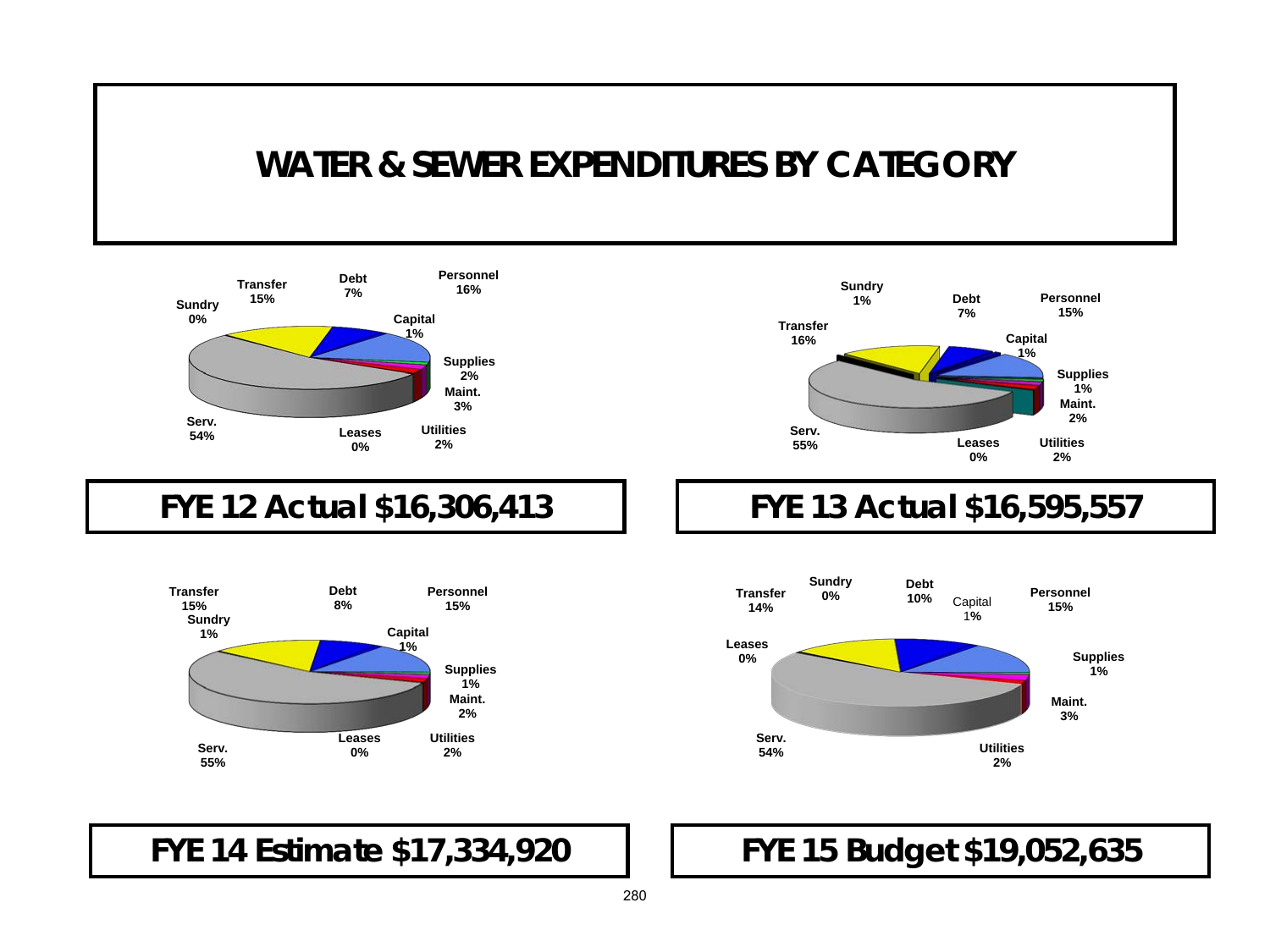# WATER & SEWER EXPENDITURES BY CATEGORY

## FYE 12 Actual $16,306,413

| Category | Percent |
| --- | --- |
| Personnel | 16% |
| Capital | 1% |
| Supplies | 2% |
| Maint. | 3% |
| Utilities | 2% |
| Leases | 0% |
| Serv. | 54% |
| Sundry | 0% |
| Transfer | 15% |
| Debt | 7% |

## FYE 13 Actual $16,595,557

| Category | Percent |
| --- | --- |
| Personnel | 15% |
| Capital | 1% |
| Supplies | 1% |
| Maint. | 2% |
| Utilities | 2% |
| Leases | 0% |
| Serv. | 55% |
| Transfer | 16% |
| Sundry | 1% |
| Debt | 7% |

## FYE 14 Estimate $17,334,920

| Category | Percent |
| --- | --- |
| Personnel | 15% |
| Capital | 1% |
| Supplies | 1% |
| Maint. | 2% |
| Utilities | 2% |
| Leases | 0% |
| Serv. | 55% |
| Sundry | 1% |
| Transfer | 15% |
| Debt | 8% |

## FYE 15 Budget $19,052,635

| Category | Percent |
| --- | --- |
| Personnel | 15% |
| Supplies | 1% |
| Maint. | 3% |
| Utilities | 2% |
| Serv. | 54% |
| Leases | 0% |
| Transfer | 14% |
| Sundry | 0% |
| Debt | 10% |
| Capital | 1% |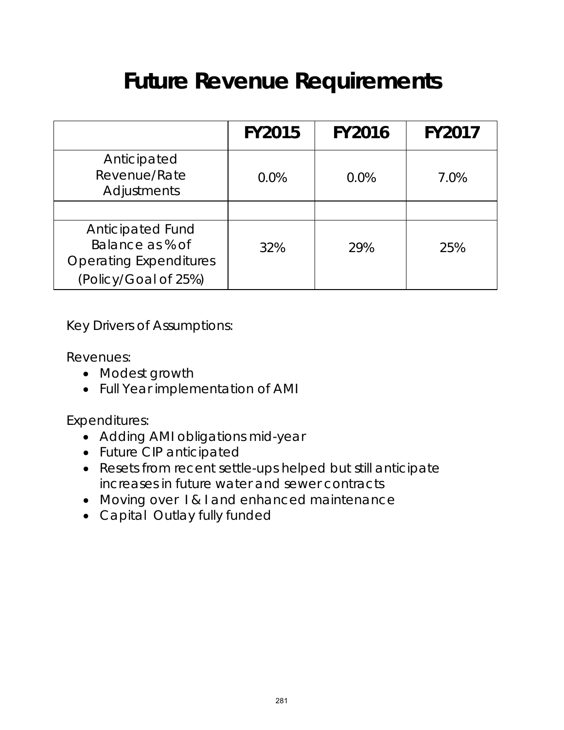# Future Revenue Requirements

| | FY2015 | FY2016 | FY2017 |
|---|---|---|---|
| Anticipated Revenue/Rate Adjustments | 0.0% | 0.0% | 7.0% |
| | | | |
| Anticipated Fund Balance as % of Operating Expenditures (Policy/Goal of 25%) | 32% | 29% | 25% |

Key Drivers of Assumptions:

Revenues:

- Modest growth
- Full Year implementation of AMI

Expenditures:

- Adding AMI obligations mid-year
- Future CIP anticipated
- Resets from recent settle-ups helped but still anticipate increases in future water and sewer contracts
- Moving over I & I and enhanced maintenance
- Capital Outlay fully funded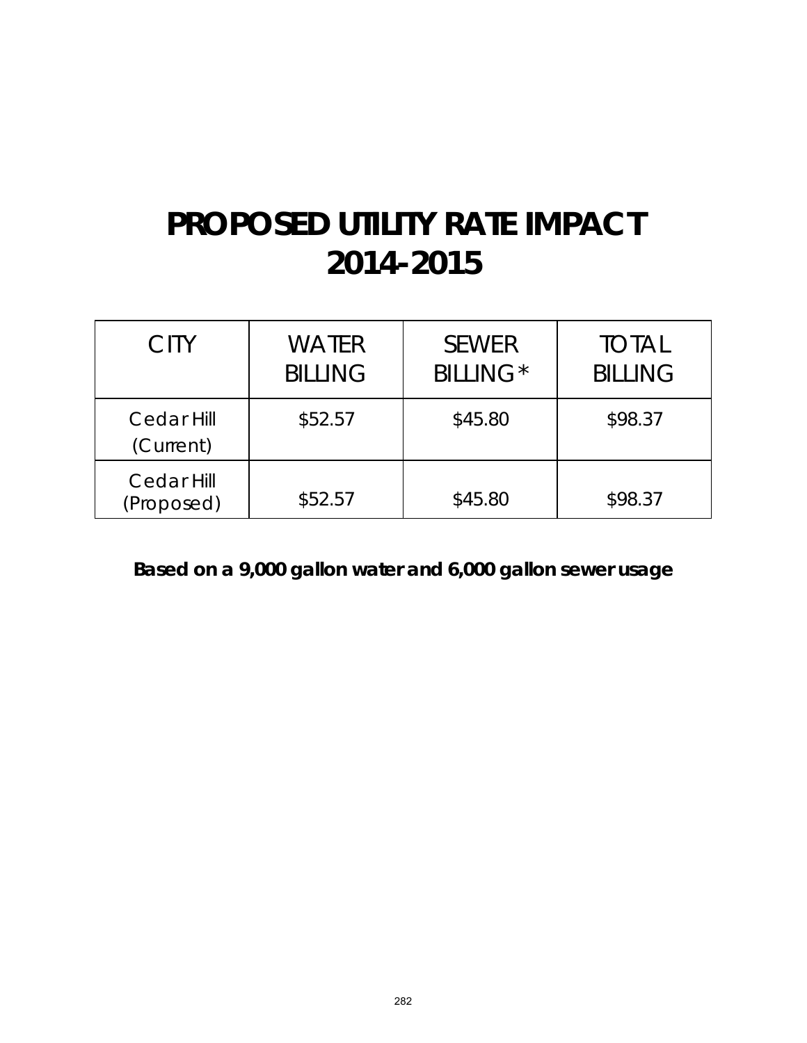# PROPOSED UTILITY RATE IMPACT 2014-2015

| CITY | WATER BILLING | SEWER BILLING * | TOTAL BILLING |
|---|---|---|---|
| Cedar Hill (Current) | $52.57 | $45.80 | $98.37 |
| Cedar Hill (Proposed) | $52.57 | $45.80 | $98.37 |

**Based on a 9,000 gallon water and 6,000 gallon sewer usage**